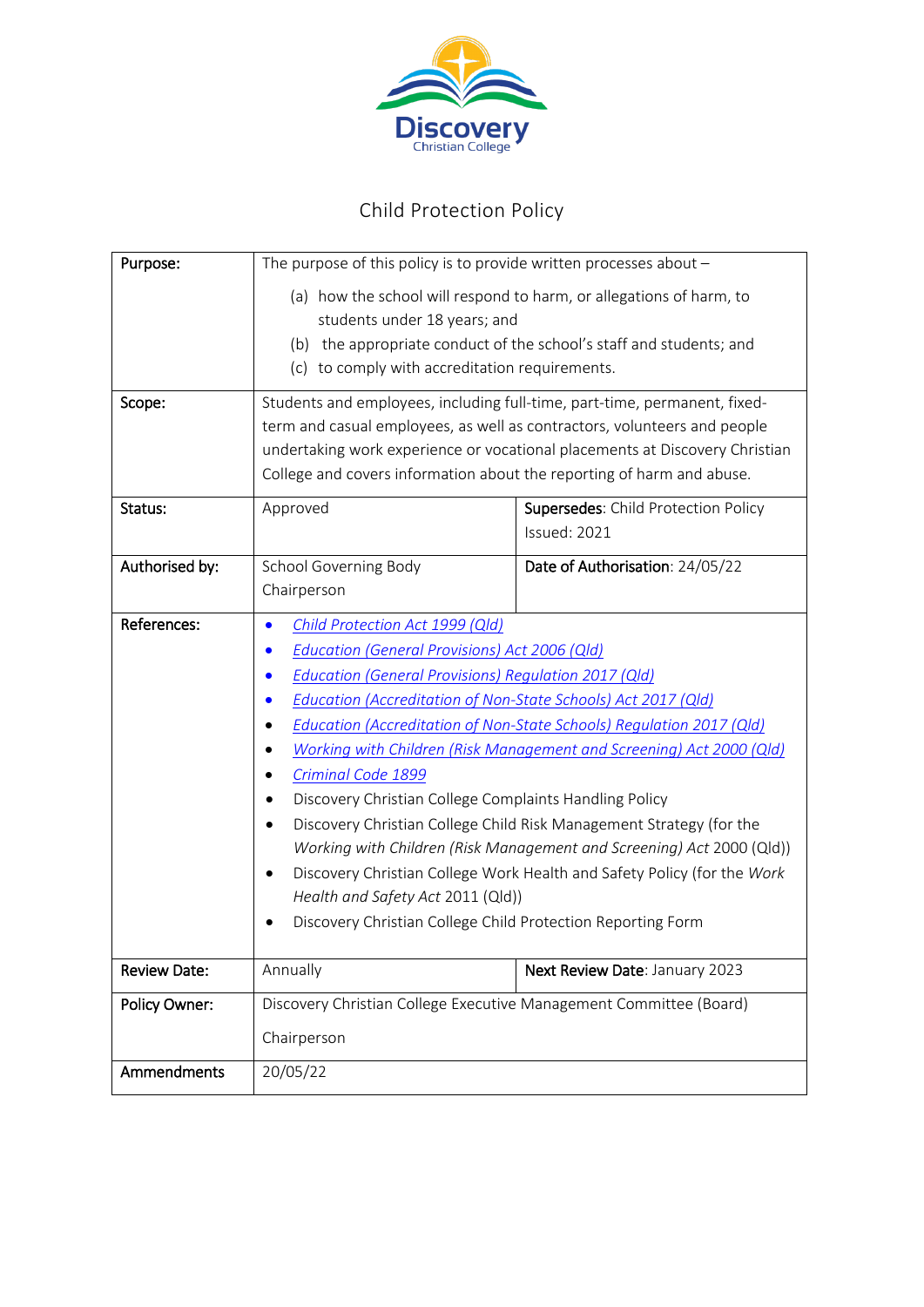Discovery
Christian College

# Child Protection Policy

| | | |
|---|---|---|
| **Purpose:** | The purpose of this policy is to provide written processes about – (a) how the school will respond to harm, or allegations of harm, to students under 18 years; and (b) the appropriate conduct of the school's staff and students; and (c) to comply with accreditation requirements. | |
| **Scope:** | Students and employees, including full-time, part-time, permanent, fixed-term and casual employees, as well as contractors, volunteers and people undertaking work experience or vocational placements at Discovery Christian College and covers information about the reporting of harm and abuse. | |
| **Status:** | Approved | **Supersedes**: Child Protection Policy Issued: 2021 |
| **Authorised by:** | School Governing Body Chairperson | **Date of Authorisation**: 24/05/22 |
| **References:** | • *Child Protection Act 1999 (Qld)*<br>• *Education (General Provisions) Act 2006 (Qld)*<br>• *Education (General Provisions) Regulation 2017 (Qld)*<br>• *Education (Accreditation of Non-State Schools) Act 2017 (Qld)*<br>• *Education (Accreditation of Non-State Schools) Regulation 2017 (Qld)*<br>• *Working with Children (Risk Management and Screening) Act 2000 (Qld)*<br>• *Criminal Code 1899*<br>• Discovery Christian College Complaints Handling Policy<br>• Discovery Christian College Child Risk Management Strategy (for the *Working with Children (Risk Management and Screening) Act* 2000 (Qld))<br>• Discovery Christian College Work Health and Safety Policy (for the *Work Health and Safety Act* 2011 (Qld))<br>• Discovery Christian College Child Protection Reporting Form | |
| **Review Date:** | Annually | **Next Review Date**: January 2023 |
| **Policy Owner:** | Discovery Christian College Executive Management Committee (Board) Chairperson | |
| **Ammendments** | 20/05/22 | |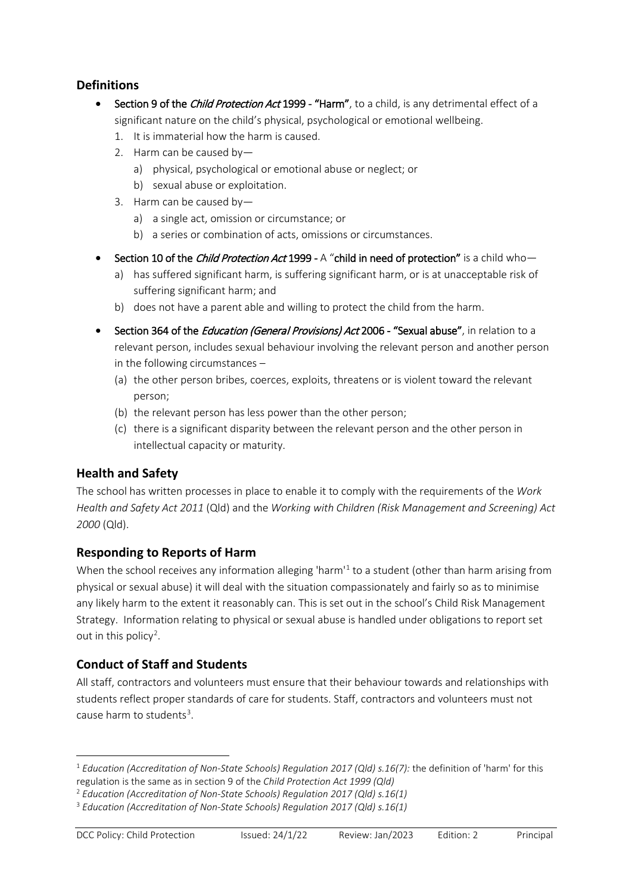## Definitions

- **Section 9 of the *Child Protection Act* 1999 - "Harm"**, to a child, is any detrimental effect of a significant nature on the child's physical, psychological or emotional wellbeing.
  1. It is immaterial how the harm is caused.
  2. Harm can be caused by—
     a) physical, psychological or emotional abuse or neglect; or
     b) sexual abuse or exploitation.
  3. Harm can be caused by—
     a) a single act, omission or circumstance; or
     b) a series or combination of acts, omissions or circumstances.
- **Section 10 of the *Child Protection Act* 1999 -** A "**child in need of protection"** is a child who—
  a) has suffered significant harm, is suffering significant harm, or is at unacceptable risk of suffering significant harm; and
  b) does not have a parent able and willing to protect the child from the harm.
- **Section 364 of the *Education (General Provisions) Act* 2006 - "Sexual abuse"**, in relation to a relevant person, includes sexual behaviour involving the relevant person and another person in the following circumstances –
  (a) the other person bribes, coerces, exploits, threatens or is violent toward the relevant person;
  (b) the relevant person has less power than the other person;
  (c) there is a significant disparity between the relevant person and the other person in intellectual capacity or maturity.

## Health and Safety

The school has written processes in place to enable it to comply with the requirements of the *Work Health and Safety Act 2011* (Qld) and the *Working with Children (Risk Management and Screening) Act 2000* (Qld).

## Responding to Reports of Harm

When the school receives any information alleging 'harm'[1] to a student (other than harm arising from physical or sexual abuse) it will deal with the situation compassionately and fairly so as to minimise any likely harm to the extent it reasonably can. This is set out in the school's Child Risk Management Strategy. Information relating to physical or sexual abuse is handled under obligations to report set out in this policy[2].

## Conduct of Staff and Students

All staff, contractors and volunteers must ensure that their behaviour towards and relationships with students reflect proper standards of care for students. Staff, contractors and volunteers must not cause harm to students[3].

---

[1] *Education (Accreditation of Non-State Schools) Regulation 2017 (Qld) s.16(7):* the definition of 'harm' for this regulation is the same as in section 9 of the *Child Protection Act 1999 (Qld)*

[2] *Education (Accreditation of Non-State Schools) Regulation 2017 (Qld) s.16(1)*

[3] *Education (Accreditation of Non-State Schools) Regulation 2017 (Qld) s.16(1)*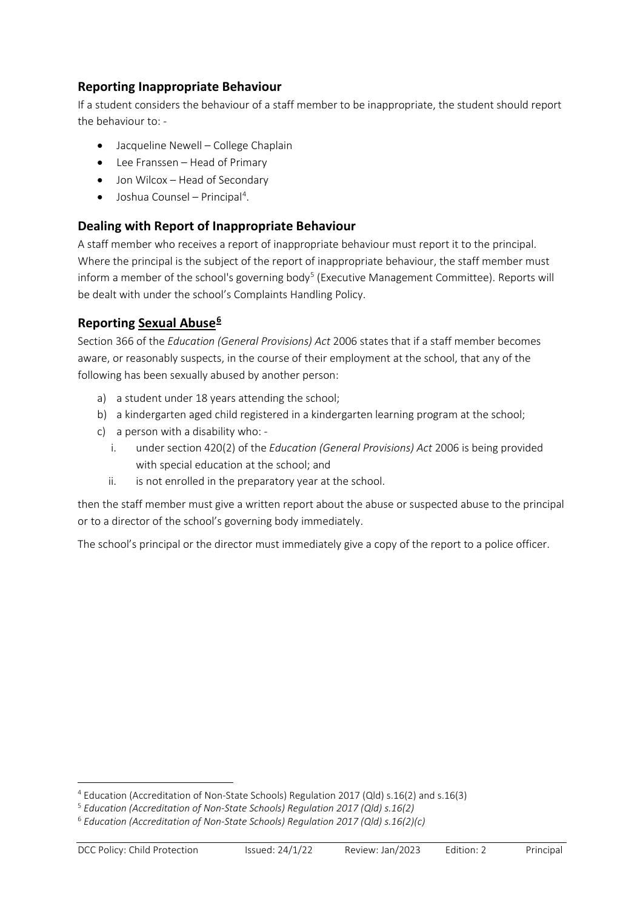## Reporting Inappropriate Behaviour

If a student considers the behaviour of a staff member to be inappropriate, the student should report the behaviour to: -

- Jacqueline Newell – College Chaplain
- Lee Franssen – Head of Primary
- Jon Wilcox – Head of Secondary
- Joshua Counsel – Principal[4].

## Dealing with Report of Inappropriate Behaviour

A staff member who receives a report of inappropriate behaviour must report it to the principal. Where the principal is the subject of the report of inappropriate behaviour, the staff member must inform a member of the school's governing body[5] (Executive Management Committee). Reports will be dealt with under the school's Complaints Handling Policy.

## Reporting Sexual Abuse[6]

Section 366 of the *Education (General Provisions) Act* 2006 states that if a staff member becomes aware, or reasonably suspects, in the course of their employment at the school, that any of the following has been sexually abused by another person:

a) a student under 18 years attending the school;
b) a kindergarten aged child registered in a kindergarten learning program at the school;
c) a person with a disability who: -
   i. under section 420(2) of the *Education (General Provisions) Act* 2006 is being provided with special education at the school; and
   ii. is not enrolled in the preparatory year at the school.

then the staff member must give a written report about the abuse or suspected abuse to the principal or to a director of the school's governing body immediately.

The school's principal or the director must immediately give a copy of the report to a police officer.

---

[4] Education (Accreditation of Non-State Schools) Regulation 2017 (Qld) s.16(2) and s.16(3)

[5] *Education (Accreditation of Non-State Schools) Regulation 2017 (Qld) s.16(2)*

[6] *Education (Accreditation of Non-State Schools) Regulation 2017 (Qld) s.16(2)(c)*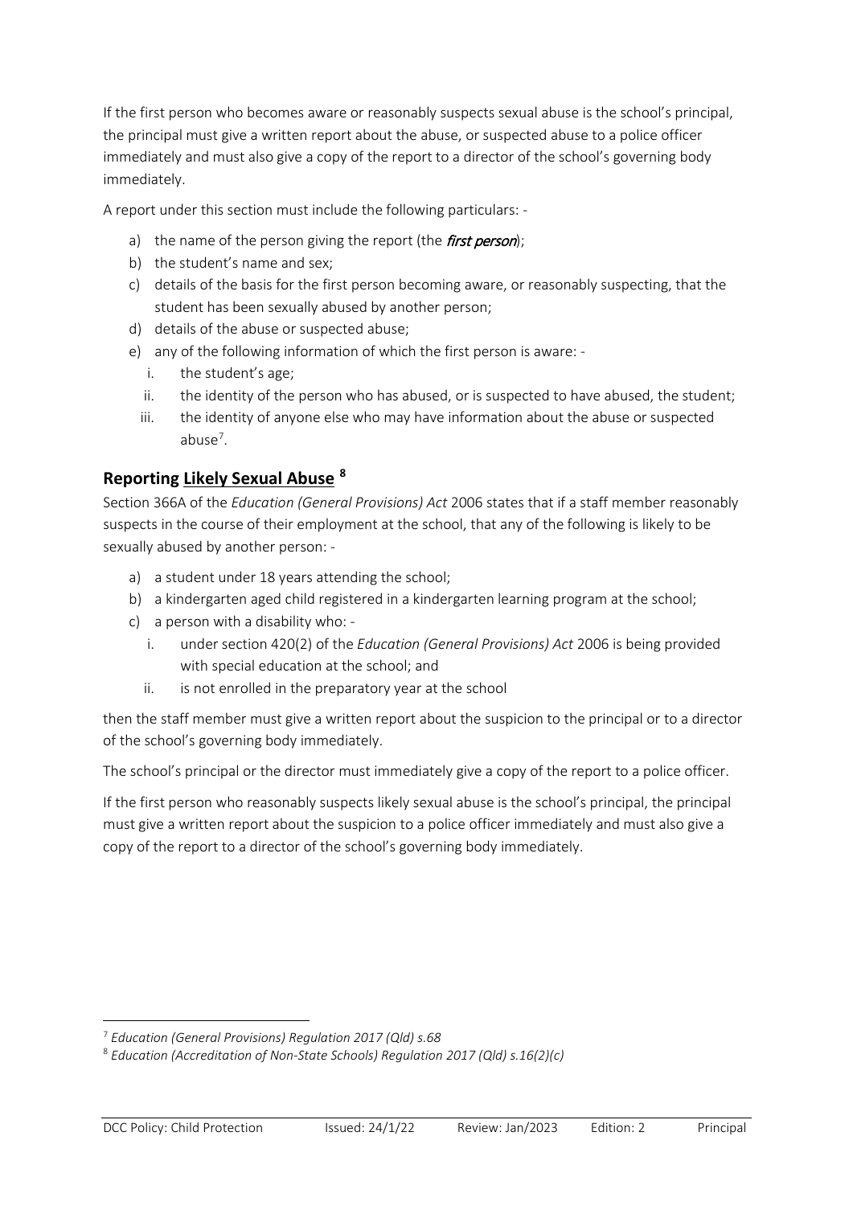If the first person who becomes aware or reasonably suspects sexual abuse is the school's principal, the principal must give a written report about the abuse, or suspected abuse to a police officer immediately and must also give a copy of the report to a director of the school's governing body immediately.

A report under this section must include the following particulars: -

a) the name of the person giving the report (the ***first person***);
b) the student's name and sex;
c) details of the basis for the first person becoming aware, or reasonably suspecting, that the student has been sexually abused by another person;
d) details of the abuse or suspected abuse;
e) any of the following information of which the first person is aware: -
   i. the student's age;
   ii. the identity of the person who has abused, or is suspected to have abused, the student;
   iii. the identity of anyone else who may have information about the abuse or suspected abuse[7].

## Reporting <u>Likely Sexual Abuse</u> [8]

Section 366A of the *Education (General Provisions) Act* 2006 states that if a staff member reasonably suspects in the course of their employment at the school, that any of the following is likely to be sexually abused by another person: -

a) a student under 18 years attending the school;
b) a kindergarten aged child registered in a kindergarten learning program at the school;
c) a person with a disability who: -
   i. under section 420(2) of the *Education (General Provisions) Act* 2006 is being provided with special education at the school; and
   ii. is not enrolled in the preparatory year at the school

then the staff member must give a written report about the suspicion to the principal or to a director of the school's governing body immediately.

The school's principal or the director must immediately give a copy of the report to a police officer.

If the first person who reasonably suspects likely sexual abuse is the school's principal, the principal must give a written report about the suspicion to a police officer immediately and must also give a copy of the report to a director of the school's governing body immediately.

---

[7] *Education (General Provisions) Regulation 2017 (Qld) s.68*

[8] *Education (Accreditation of Non-State Schools) Regulation 2017 (Qld) s.16(2)(c)*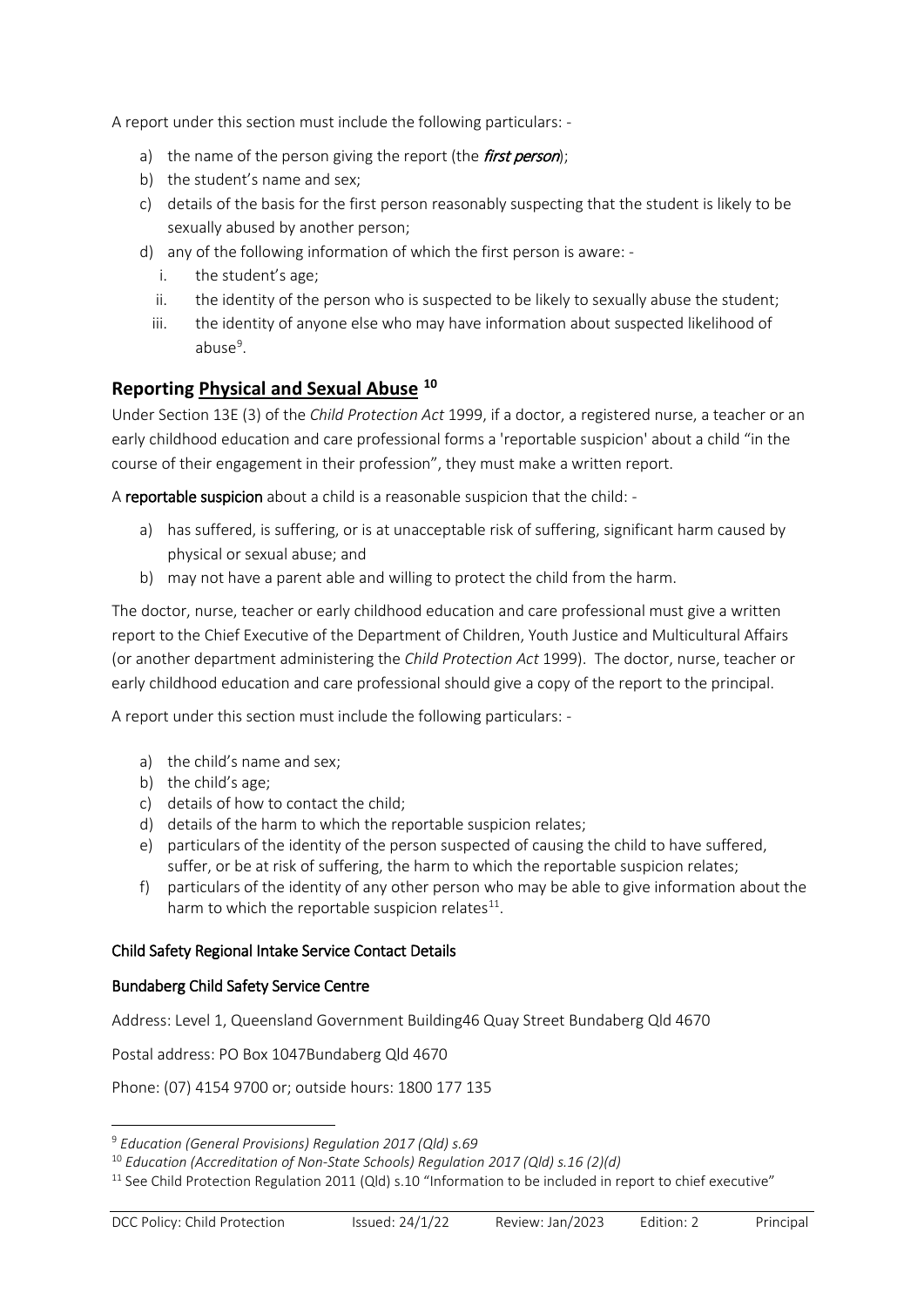A report under this section must include the following particulars: -

a) the name of the person giving the report (the ***first person***);
b) the student's name and sex;
c) details of the basis for the first person reasonably suspecting that the student is likely to be sexually abused by another person;
d) any of the following information of which the first person is aware: -
   i. the student's age;
   ii. the identity of the person who is suspected to be likely to sexually abuse the student;
   iii. the identity of anyone else who may have information about suspected likelihood of abuse[9].

## Reporting Physical and Sexual Abuse [10]

Under Section 13E (3) of the *Child Protection Act* 1999, if a doctor, a registered nurse, a teacher or an early childhood education and care professional forms a 'reportable suspicion' about a child "in the course of their engagement in their profession", they must make a written report.

A **reportable suspicion** about a child is a reasonable suspicion that the child: -

a) has suffered, is suffering, or is at unacceptable risk of suffering, significant harm caused by physical or sexual abuse; and
b) may not have a parent able and willing to protect the child from the harm.

The doctor, nurse, teacher or early childhood education and care professional must give a written report to the Chief Executive of the Department of Children, Youth Justice and Multicultural Affairs (or another department administering the *Child Protection Act* 1999). The doctor, nurse, teacher or early childhood education and care professional should give a copy of the report to the principal.

A report under this section must include the following particulars: -

a) the child's name and sex;
b) the child's age;
c) details of how to contact the child;
d) details of the harm to which the reportable suspicion relates;
e) particulars of the identity of the person suspected of causing the child to have suffered, suffer, or be at risk of suffering, the harm to which the reportable suspicion relates;
f) particulars of the identity of any other person who may be able to give information about the harm to which the reportable suspicion relates[11].

### Child Safety Regional Intake Service Contact Details

#### Bundaberg Child Safety Service Centre

Address: Level 1, Queensland Government Building46 Quay Street Bundaberg Qld 4670

Postal address: PO Box 1047Bundaberg Qld 4670

Phone: (07) 4154 9700 or; outside hours: 1800 177 135

---

[9] *Education (General Provisions) Regulation 2017 (Qld) s.69*

[10] *Education (Accreditation of Non-State Schools) Regulation 2017 (Qld) s.16 (2)(d)*

[11] See Child Protection Regulation 2011 (Qld) s.10 "Information to be included in report to chief executive"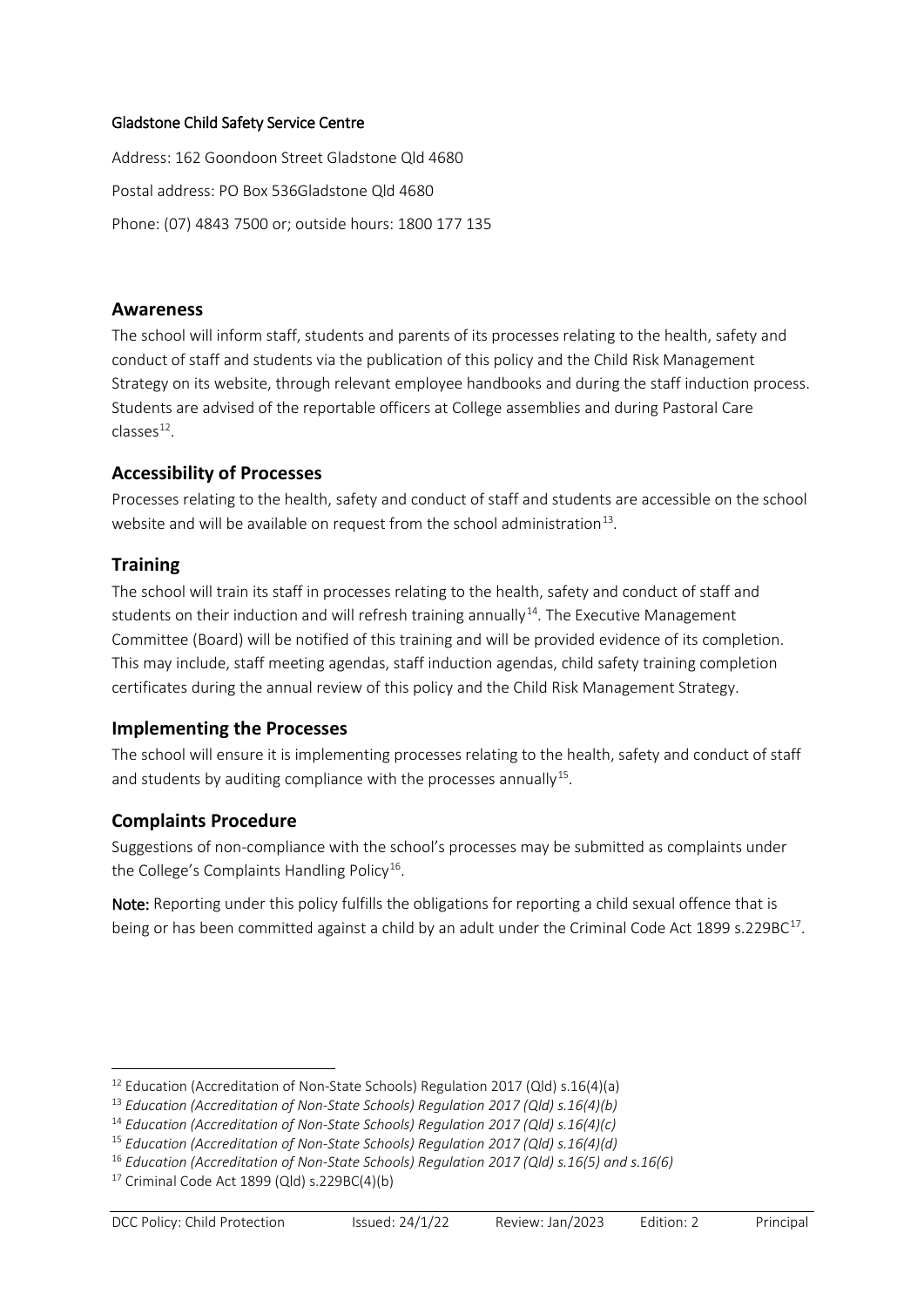Gladstone Child Safety Service Centre

Address: 162 Goondoon Street Gladstone Qld 4680

Postal address: PO Box 536Gladstone Qld 4680

Phone: (07) 4843 7500 or; outside hours: 1800 177 135

## Awareness

The school will inform staff, students and parents of its processes relating to the health, safety and conduct of staff and students via the publication of this policy and the Child Risk Management Strategy on its website, through relevant employee handbooks and during the staff induction process. Students are advised of the reportable officers at College assemblies and during Pastoral Care classes[12].

## Accessibility of Processes

Processes relating to the health, safety and conduct of staff and students are accessible on the school website and will be available on request from the school administration[13].

## Training

The school will train its staff in processes relating to the health, safety and conduct of staff and students on their induction and will refresh training annually[14]. The Executive Management Committee (Board) will be notified of this training and will be provided evidence of its completion. This may include, staff meeting agendas, staff induction agendas, child safety training completion certificates during the annual review of this policy and the Child Risk Management Strategy.

## Implementing the Processes

The school will ensure it is implementing processes relating to the health, safety and conduct of staff and students by auditing compliance with the processes annually[15].

## Complaints Procedure

Suggestions of non-compliance with the school's processes may be submitted as complaints under the College's Complaints Handling Policy[16].

**Note:** Reporting under this policy fulfills the obligations for reporting a child sexual offence that is being or has been committed against a child by an adult under the Criminal Code Act 1899 s.229BC[17].

---

[12] Education (Accreditation of Non-State Schools) Regulation 2017 (Qld) s.16(4)(a)

[13] *Education (Accreditation of Non-State Schools) Regulation 2017 (Qld) s.16(4)(b)*

[14] *Education (Accreditation of Non-State Schools) Regulation 2017 (Qld) s.16(4)(c)*

[15] *Education (Accreditation of Non-State Schools) Regulation 2017 (Qld) s.16(4)(d)*

[16] *Education (Accreditation of Non-State Schools) Regulation 2017 (Qld) s.16(5) and s.16(6)*

[17] Criminal Code Act 1899 (Qld) s.229BC(4)(b)